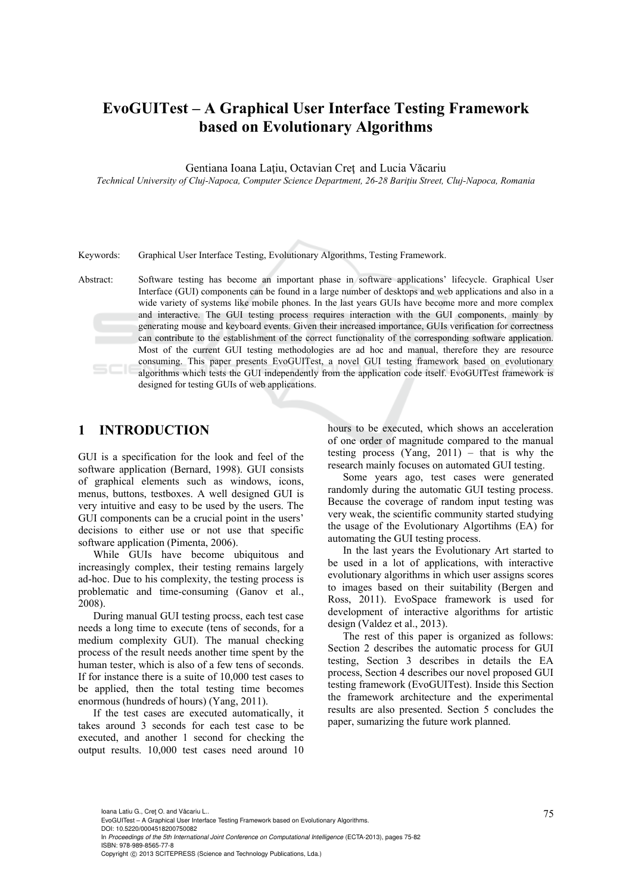# EvoGUITest – A Graphical User Interface Testing Framework based on Evolutionary Algorithms

Gentiana Ioana Laţiu, Octavian Creţ and Lucia Văcariu

*Technical University of Cluj-Napoca, Computer Science Department, 26-28 Bariţiu Street, Cluj-Napoca, Romania*

Keywords: Graphical User Interface Testing, Evolutionary Algorithms, Testing Framework.

Abstract: Software testing has become an important phase in software applications' lifecycle. Graphical User Interface (GUI) components can be found in a large number of desktops and web applications and also in a wide variety of systems like mobile phones. In the last years GUIs have become more and more complex and interactive. The GUI testing process requires interaction with the GUI components, mainly by generating mouse and keyboard events. Given their increased importance, GUIs verification for correctness can contribute to the establishment of the correct functionality of the corresponding software application. Most of the current GUI testing methodologies are ad hoc and manual, therefore they are resource consuming. This paper presents EvoGUITest, a novel GUI testing framework based on evolutionary algorithms which tests the GUI independently from the application code itself. EvoGUITest framework is designed for testing GUIs of web applications.

## 1 INTRODUCTION

GUI is a specification for the look and feel of the software application (Bernard, 1998). GUI consists of graphical elements such as windows, icons, menus, buttons, testboxes. A well designed GUI is very intuitive and easy to be used by the users. The GUI components can be a crucial point in the users' decisions to either use or not use that specific software application (Pimenta, 2006).

While GUIs have become ubiquitous and increasingly complex, their testing remains largely ad-hoc. Due to his complexity, the testing process is problematic and time-consuming (Ganov et al., 2008).

During manual GUI testing procss, each test case needs a long time to execute (tens of seconds, for a medium complexity GUI). The manual checking process of the result needs another time spent by the human tester, which is also of a few tens of seconds. If for instance there is a suite of 10,000 test cases to be applied, then the total testing time becomes enormous (hundreds of hours) (Yang, 2011).

If the test cases are executed automatically, it takes around 3 seconds for each test case to be executed, and another 1 second for checking the output results. 10,000 test cases need around 10 hours to be executed, which shows an acceleration of one order of magnitude compared to the manual testing process (Yang, 2011) – that is why the research mainly focuses on automated GUI testing.

Some years ago, test cases were generated randomly during the automatic GUI testing process. Because the coverage of random input testing was very weak, the scientific community started studying the usage of the Evolutionary Algortihms (EA) for automating the GUI testing process.

In the last years the Evolutionary Art started to be used in a lot of applications, with interactive evolutionary algorithms in which user assigns scores to images based on their suitability (Bergen and Ross, 2011). EvoSpace framework is used for development of interactive algorithms for artistic design (Valdez et al., 2013).

The rest of this paper is organized as follows: Section 2 describes the automatic process for GUI testing, Section 3 describes in details the EA process, Section 4 describes our novel proposed GUI testing framework (EvoGUITest). Inside this Section the framework architecture and the experimental results are also presented. Section 5 concludes the paper, sumarizing the future work planned.

Ioana Latiu G., Creţ O. and Văcariu L..
EvoGUITest – A Graphical User Interface Testing Framework based on Evolutionary Algorithms.
DOI: 10.5220/0004518200750082
In *Proceedings of the 5th International Joint Conference on Computational Intelligence* (ECTA-2013), pages 75-82
ISBN: 978-989-8565-77-8
Copyright © 2013 SCITEPRESS (Science and Technology Publications, Lda.)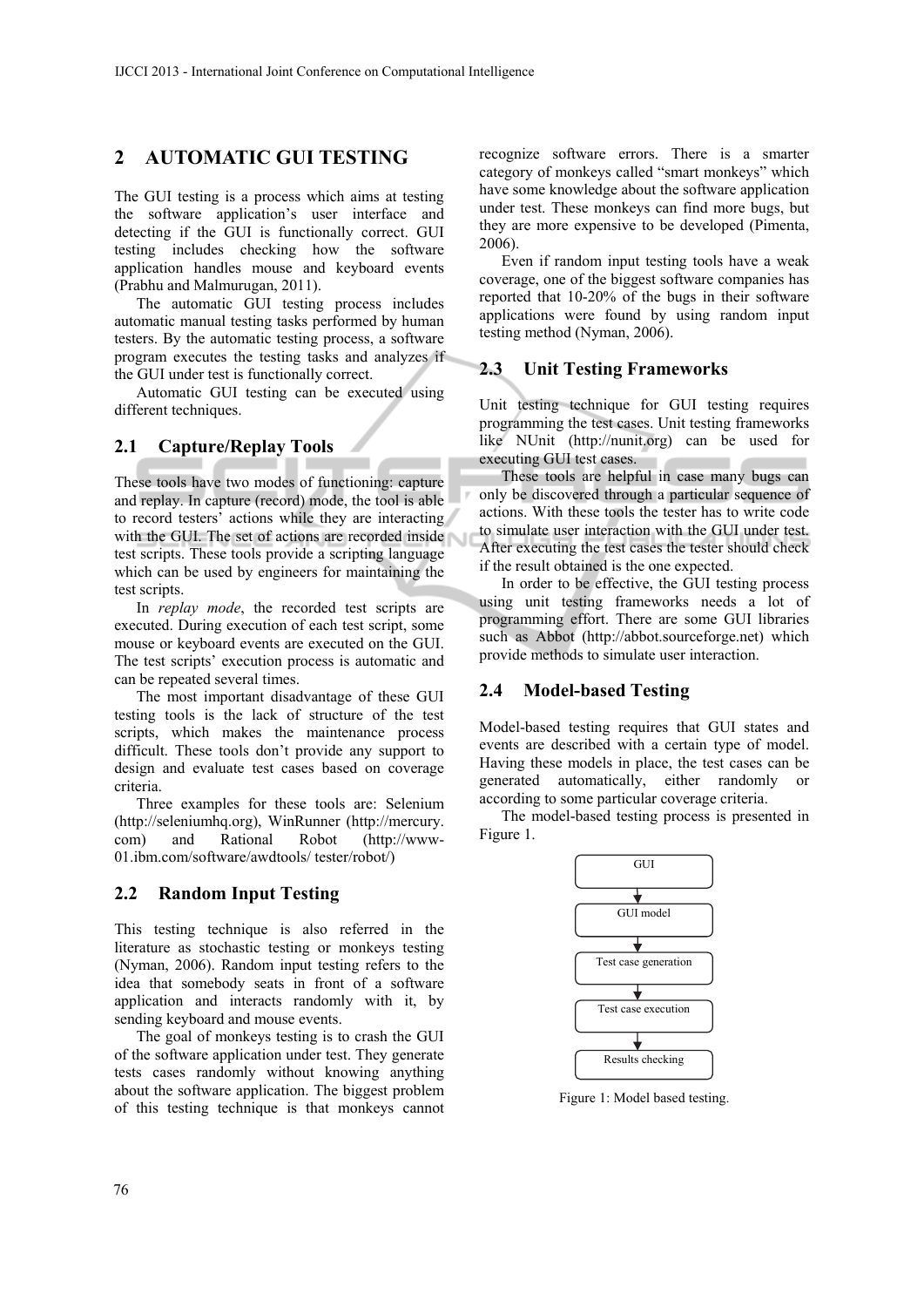## 2 AUTOMATIC GUI TESTING

The GUI testing is a process which aims at testing the software application's user interface and detecting if the GUI is functionally correct. GUI testing includes checking how the software application handles mouse and keyboard events (Prabhu and Malmurugan, 2011).

The automatic GUI testing process includes automatic manual testing tasks performed by human testers. By the automatic testing process, a software program executes the testing tasks and analyzes if the GUI under test is functionally correct.

Automatic GUI testing can be executed using different techniques.

### 2.1 Capture/Replay Tools

These tools have two modes of functioning: capture and replay. In capture (record) mode, the tool is able to record testers' actions while they are interacting with the GUI. The set of actions are recorded inside test scripts. These tools provide a scripting language which can be used by engineers for maintaining the test scripts.

In *replay mode*, the recorded test scripts are executed. During execution of each test script, some mouse or keyboard events are executed on the GUI. The test scripts' execution process is automatic and can be repeated several times.

The most important disadvantage of these GUI testing tools is the lack of structure of the test scripts, which makes the maintenance process difficult. These tools don't provide any support to design and evaluate test cases based on coverage criteria.

Three examples for these tools are: Selenium (http://seleniumhq.org), WinRunner (http://mercury.com) and Rational Robot (http://www-01.ibm.com/software/awdtools/ tester/robot/)

### 2.2 Random Input Testing

This testing technique is also referred in the literature as stochastic testing or monkeys testing (Nyman, 2006). Random input testing refers to the idea that somebody seats in front of a software application and interacts randomly with it, by sending keyboard and mouse events.

The goal of monkeys testing is to crash the GUI of the software application under test. They generate tests cases randomly without knowing anything about the software application. The biggest problem of this testing technique is that monkeys cannot recognize software errors. There is a smarter category of monkeys called "smart monkeys" which have some knowledge about the software application under test. These monkeys can find more bugs, but they are more expensive to be developed (Pimenta, 2006).

Even if random input testing tools have a weak coverage, one of the biggest software companies has reported that 10-20% of the bugs in their software applications were found by using random input testing method (Nyman, 2006).

### 2.3 Unit Testing Frameworks

Unit testing technique for GUI testing requires programming the test cases. Unit testing frameworks like NUnit (http://nunit.org) can be used for executing GUI test cases.

These tools are helpful in case many bugs can only be discovered through a particular sequence of actions. With these tools the tester has to write code to simulate user interaction with the GUI under test. After executing the test cases the tester should check if the result obtained is the one expected.

In order to be effective, the GUI testing process using unit testing frameworks needs a lot of programming effort. There are some GUI libraries such as Abbot (http://abbot.sourceforge.net) which provide methods to simulate user interaction.

### 2.4 Model-based Testing

Model-based testing requires that GUI states and events are described with a certain type of model. Having these models in place, the test cases can be generated automatically, either randomly or according to some particular coverage criteria.

The model-based testing process is presented in Figure 1.

GUI → GUI model → Test case generation → Test case execution → Results checking

Figure 1: Model based testing.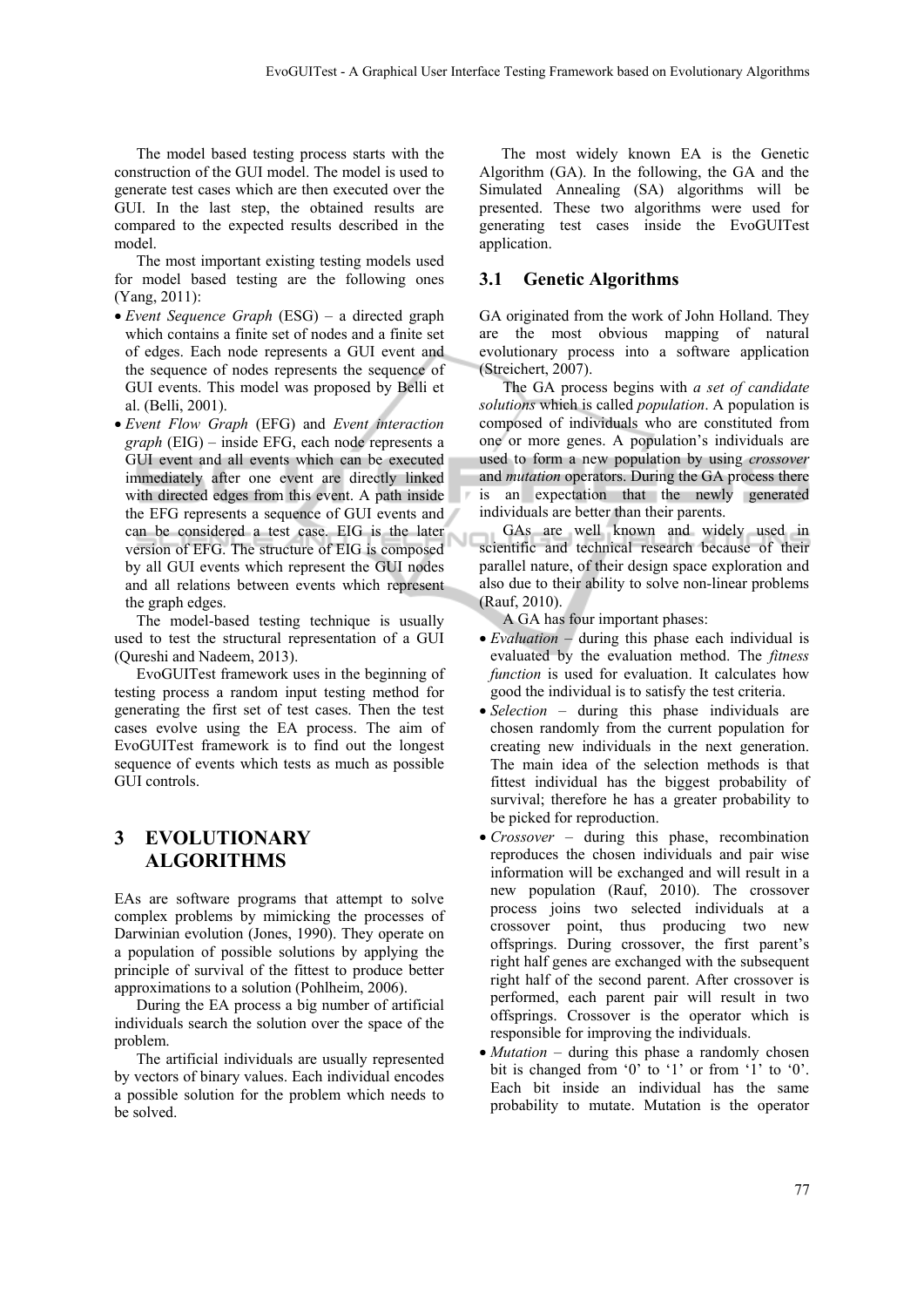The model based testing process starts with the construction of the GUI model. The model is used to generate test cases which are then executed over the GUI. In the last step, the obtained results are compared to the expected results described in the model.

The most important existing testing models used for model based testing are the following ones (Yang, 2011):

- *Event Sequence Graph* (ESG) – a directed graph which contains a finite set of nodes and a finite set of edges. Each node represents a GUI event and the sequence of nodes represents the sequence of GUI events. This model was proposed by Belli et al. (Belli, 2001).
- *Event Flow Graph* (EFG) and *Event interaction graph* (EIG) – inside EFG, each node represents a GUI event and all events which can be executed immediately after one event are directly linked with directed edges from this event. A path inside the EFG represents a sequence of GUI events and can be considered a test case. EIG is the later version of EFG. The structure of EIG is composed by all GUI events which represent the GUI nodes and all relations between events which represent the graph edges.

The model-based testing technique is usually used to test the structural representation of a GUI (Qureshi and Nadeem, 2013).

EvoGUITest framework uses in the beginning of testing process a random input testing method for generating the first set of test cases. Then the test cases evolve using the EA process. The aim of EvoGUITest framework is to find out the longest sequence of events which tests as much as possible GUI controls.

# 3 EVOLUTIONARY ALGORITHMS

EAs are software programs that attempt to solve complex problems by mimicking the processes of Darwinian evolution (Jones, 1990). They operate on a population of possible solutions by applying the principle of survival of the fittest to produce better approximations to a solution (Pohlheim, 2006).

During the EA process a big number of artificial individuals search the solution over the space of the problem.

The artificial individuals are usually represented by vectors of binary values. Each individual encodes a possible solution for the problem which needs to be solved.

The most widely known EA is the Genetic Algorithm (GA). In the following, the GA and the Simulated Annealing (SA) algorithms will be presented. These two algorithms were used for generating test cases inside the EvoGUITest application.

## 3.1 Genetic Algorithms

GA originated from the work of John Holland. They are the most obvious mapping of natural evolutionary process into a software application (Streichert, 2007).

The GA process begins with *a set of candidate solutions* which is called *population*. A population is composed of individuals who are constituted from one or more genes. A population's individuals are used to form a new population by using *crossover* and *mutation* operators. During the GA process there is an expectation that the newly generated individuals are better than their parents.

GAs are well known and widely used in scientific and technical research because of their parallel nature, of their design space exploration and also due to their ability to solve non-linear problems (Rauf, 2010).

A GA has four important phases:

- *Evaluation* – during this phase each individual is evaluated by the evaluation method. The *fitness function* is used for evaluation. It calculates how good the individual is to satisfy the test criteria.
- *Selection* – during this phase individuals are chosen randomly from the current population for creating new individuals in the next generation. The main idea of the selection methods is that fittest individual has the biggest probability of survival; therefore he has a greater probability to be picked for reproduction.
- *Crossover* – during this phase, recombination reproduces the chosen individuals and pair wise information will be exchanged and will result in a new population (Rauf, 2010). The crossover process joins two selected individuals at a crossover point, thus producing two new offsprings. During crossover, the first parent's right half genes are exchanged with the subsequent right half of the second parent. After crossover is performed, each parent pair will result in two offsprings. Crossover is the operator which is responsible for improving the individuals.
- *Mutation* – during this phase a randomly chosen bit is changed from '0' to '1' or from '1' to '0'. Each bit inside an individual has the same probability to mutate. Mutation is the operator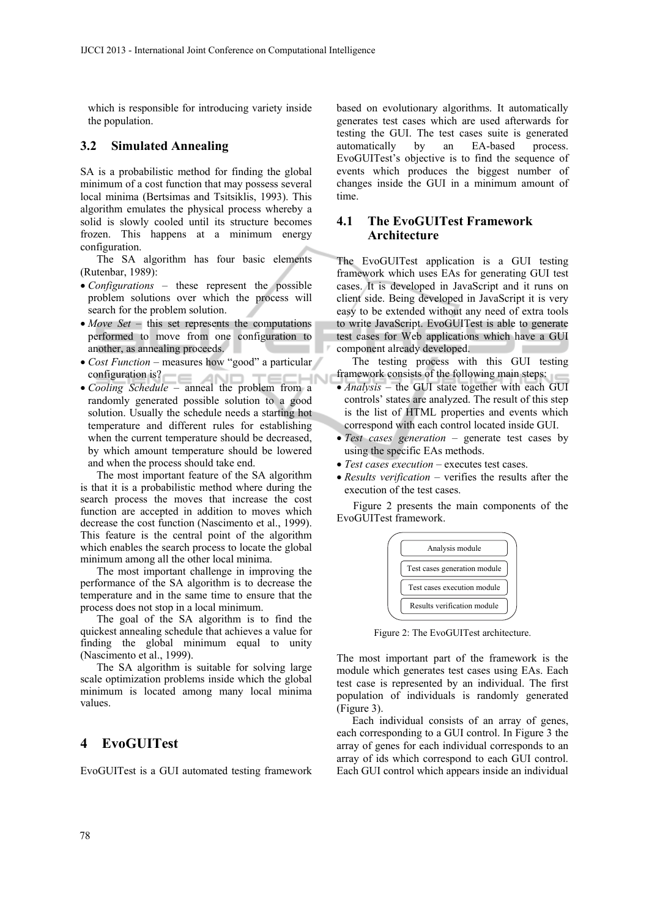which is responsible for introducing variety inside the population.

### 3.2 Simulated Annealing

SA is a probabilistic method for finding the global minimum of a cost function that may possess several local minima (Bertsimas and Tsitsiklis, 1993). This algorithm emulates the physical process whereby a solid is slowly cooled until its structure becomes frozen. This happens at a minimum energy configuration.

The SA algorithm has four basic elements (Rutenbar, 1989):

- *Configurations* – these represent the possible problem solutions over which the process will search for the problem solution.
- *Move Set* – this set represents the computations performed to move from one configuration to another, as annealing proceeds.
- *Cost Function* – measures how "good" a particular configuration is?
- *Cooling Schedule* – anneal the problem from a randomly generated possible solution to a good solution. Usually the schedule needs a starting hot temperature and different rules for establishing when the current temperature should be decreased, by which amount temperature should be lowered and when the process should take end.

The most important feature of the SA algorithm is that it is a probabilistic method where during the search process the moves that increase the cost function are accepted in addition to moves which decrease the cost function (Nascimento et al., 1999). This feature is the central point of the algorithm which enables the search process to locate the global minimum among all the other local minima.

The most important challenge in improving the performance of the SA algorithm is to decrease the temperature and in the same time to ensure that the process does not stop in a local minimum.

The goal of the SA algorithm is to find the quickest annealing schedule that achieves a value for finding the global minimum equal to unity (Nascimento et al., 1999).

The SA algorithm is suitable for solving large scale optimization problems inside which the global minimum is located among many local minima values.

## 4 EvoGUITest

EvoGUITest is a GUI automated testing framework based on evolutionary algorithms. It automatically generates test cases which are used afterwards for testing the GUI. The test cases suite is generated automatically by an EA-based process. EvoGUITest's objective is to find the sequence of events which produces the biggest number of changes inside the GUI in a minimum amount of time.

### 4.1 The EvoGUITest Framework Architecture

The EvoGUITest application is a GUI testing framework which uses EAs for generating GUI test cases. It is developed in JavaScript and it runs on client side. Being developed in JavaScript it is very easy to be extended without any need of extra tools to write JavaScript. EvoGUITest is able to generate test cases for Web applications which have a GUI component already developed.

The testing process with this GUI testing framework consists of the following main steps:

- *Analysis* – the GUI state together with each GUI controls' states are analyzed. The result of this step is the list of HTML properties and events which correspond with each control located inside GUI.
- *Test cases generation* – generate test cases by using the specific EAs methods.
- *Test cases execution* – executes test cases.
- *Results verification* – verifies the results after the execution of the test cases.

Figure 2 presents the main components of the EvoGUITest framework.

Analysis module

Test cases generation module

Test cases execution module

Results verification module

Figure 2: The EvoGUITest architecture.

The most important part of the framework is the module which generates test cases using EAs. Each test case is represented by an individual. The first population of individuals is randomly generated (Figure 3).

Each individual consists of an array of genes, each corresponding to a GUI control. In Figure 3 the array of genes for each individual corresponds to an array of ids which correspond to each GUI control. Each GUI control which appears inside an individual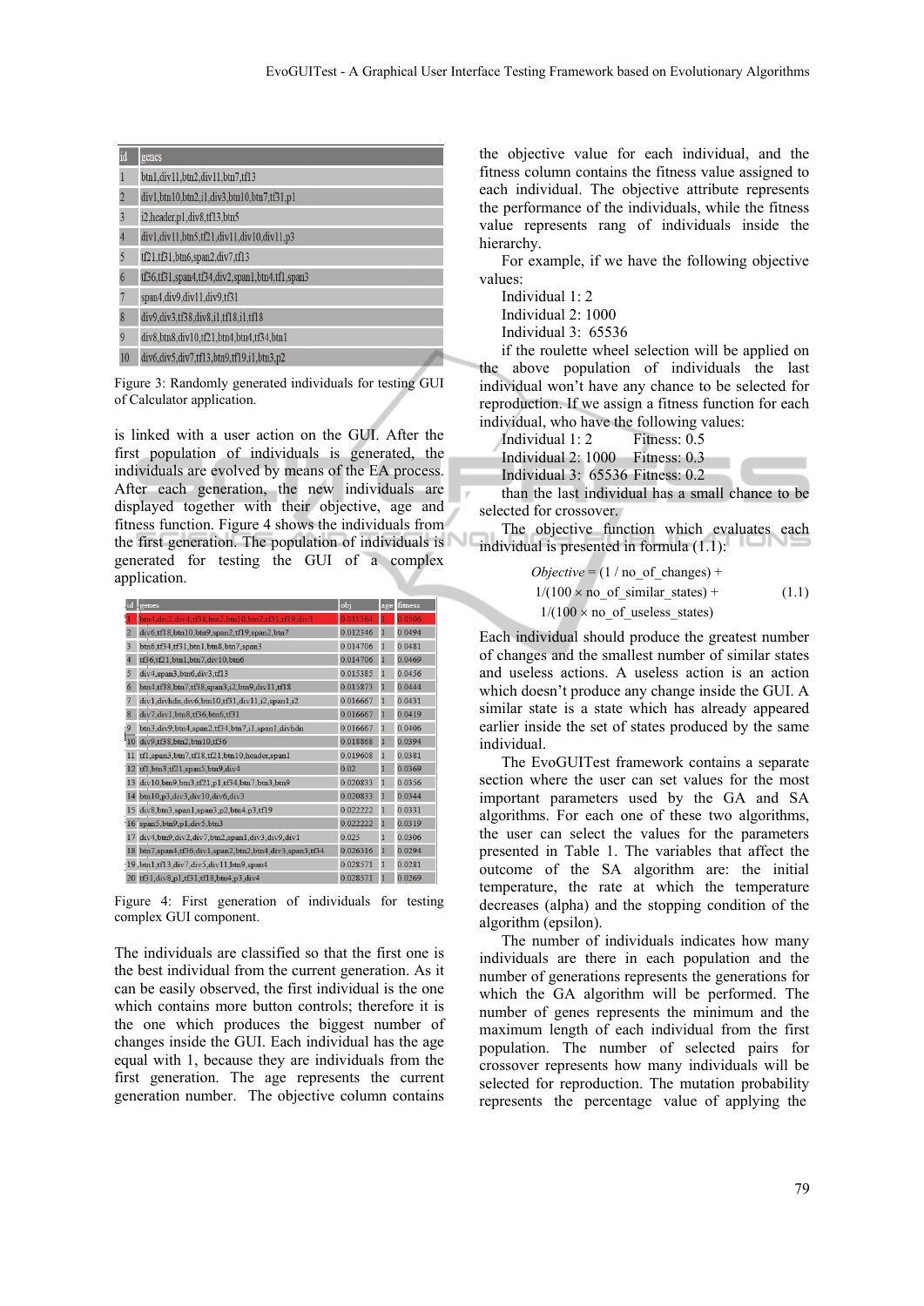| id | genes |
|---|---|
| 1 | btn1,div11,btn2,div11,btn7,tf13 |
| 2 | div1,btn10,btn2,i1,div3,btn10,btn7,tf31,p1 |
| 3 | i2,header,p1,div8,tf13,btn5 |
| 4 | div1,div11,btn5,tf21,div11,div10,div11,p3 |
| 5 | tf21,tf31,btn6,span2,div7,tf13 |
| 6 | tf36,tf31,span4,tf34,div2,span1,btn4,tf1,span3 |
| 7 | span4,div9,div11,div9,tf31 |
| 8 | div9,div3,tf38,div8,i1,tf18,i1,tf18 |
| 9 | div8,btn8,div10,tf21,btn4,btn4,tf34,btn1 |
| 10 | div6,div5,div7,tf13,btn9,tf19,i1,btn3,p2 |

Figure 3: Randomly generated individuals for testing GUI of Calculator application.

is linked with a user action on the GUI. After the first population of individuals is generated, the individuals are evolved by means of the EA process. After each generation, the new individuals are displayed together with their objective, age and fitness function. Figure 4 shows the individuals from the first generation. The population of individuals is generated for testing the GUI of a complex application.

| id | genes | obj | age | fitness |
|---|---|---|---|---|
| 1 | btn4,div2,div4,tf38,btn2,btn10,btn2,tf31,tf19,div3 | 0.011364 | 1 | 0.0506 |
| 2 | div6,tf18,btn10,btn9,span2,tf19,span2,btn7 | 0.012346 | 1 | 0.0494 |
| 3 | btn6,tf34,tf31,btn1,btn8,btn7,span3 | 0.014706 | 1 | 0.0481 |
| 4 | tf36,tf21,btn1,btn7,div10,btn6 | 0.014706 | 1 | 0.0469 |
| 5 | div4,span3,btn6,div3,tf13 | 0.015385 | 1 | 0.0456 |
| 6 | btn4,tf38,btn7,tf38,span3,i2,btn9,div11,tf18 | 0.015873 | 1 | 0.0444 |
| 7 | div1,divhdn,div6,btn10,tf31,div11,i2,span1,i2 | 0.016667 | 1 | 0.0431 |
| 8 | div7,div1,btn8,tf36,btn6,tf31 | 0.016667 | 1 | 0.0419 |
| 9 | btn3,div9,btn4,span2,tf34,btn7,i1,span1,divhdn | 0.016667 | 1 | 0.0406 |
| 10 | div9,tf38,btn2,btn10,tf36 | 0.018868 | 1 | 0.0394 |
| 11 | tf1,span3,btn7,tf18,tf21,btn10,header,span1 | 0.019608 | 1 | 0.0381 |
| 12 | tf1,btn3,tf21,span5,btn9,div4 | 0.02 | 1 | 0.0369 |
| 13 | div10,btn9,btn3,tf21,p1,tf34,btn7,btn3,btn9 | 0.020833 | 1 | 0.0356 |
| 14 | btn10,p3,div3,div10,div6,div3 | 0.020833 | 1 | 0.0344 |
| 15 | div8,btn3,span1,span3,p2,btn4,p3,tf19 | 0.022222 | 1 | 0.0331 |
| 16 | span5,btn9,p1,div5,btn3 | 0.022222 | 1 | 0.0319 |
| 17 | div4,btn9,div2,div7,btn2,span1,div3,div9,div1 | 0.025 | 1 | 0.0306 |
| 18 | btn7,span4,tf36,div1,span2,btn2,btn4,div3,span3,tf34 | 0.026316 | 1 | 0.0294 |
| 19 | btn1,tf13,div7,div5,div11,btn9,span4 | 0.028571 | 1 | 0.0281 |
| 20 | tf31,div8,p1,tf31,tf18,btn4,p3,div4 | 0.028571 | 1 | 0.0269 |

Figure 4: First generation of individuals for testing complex GUI component.

The individuals are classified so that the first one is the best individual from the current generation. As it can be easily observed, the first individual is the one which contains more button controls; therefore it is the one which produces the biggest number of changes inside the GUI. Each individual has the age equal with 1, because they are individuals from the first generation. The age represents the current generation number. The objective column contains the objective value for each individual, and the fitness column contains the fitness value assigned to each individual. The objective attribute represents the performance of the individuals, while the fitness value represents rang of individuals inside the hierarchy.

For example, if we have the following objective values:

Individual 1: 2
Individual 2: 1000
Individual 3: 65536

if the roulette wheel selection will be applied on the above population of individuals the last individual won't have any chance to be selected for reproduction. If we assign a fitness function for each individual, who have the following values:

Individual 1: 2 Fitness: 0.5
Individual 2: 1000 Fitness: 0.3
Individual 3: 65536 Fitness: 0.2

than the last individual has a small chance to be selected for crossover.

The objective function which evaluates each individual is presented in formula (1.1):

$$\textit{Objective} = (1 / \text{no\_of\_changes}) + 1/(100 \times \text{no\_of\_similar\_states}) + 1/(100 \times \text{no\_of\_useless\_states}) \tag{1.1}$$

Each individual should produce the greatest number of changes and the smallest number of similar states and useless actions. A useless action is an action which doesn't produce any change inside the GUI. A similar state is a state which has already appeared earlier inside the set of states produced by the same individual.

The EvoGUITest framework contains a separate section where the user can set values for the most important parameters used by the GA and SA algorithms. For each one of these two algorithms, the user can select the values for the parameters presented in Table 1. The variables that affect the outcome of the SA algorithm are: the initial temperature, the rate at which the temperature decreases (alpha) and the stopping condition of the algorithm (epsilon).

The number of individuals indicates how many individuals are there in each population and the number of generations represents the generations for which the GA algorithm will be performed. The number of genes represents the minimum and the maximum length of each individual from the first population. The number of selected pairs for crossover represents how many individuals will be selected for reproduction. The mutation probability represents the percentage value of applying the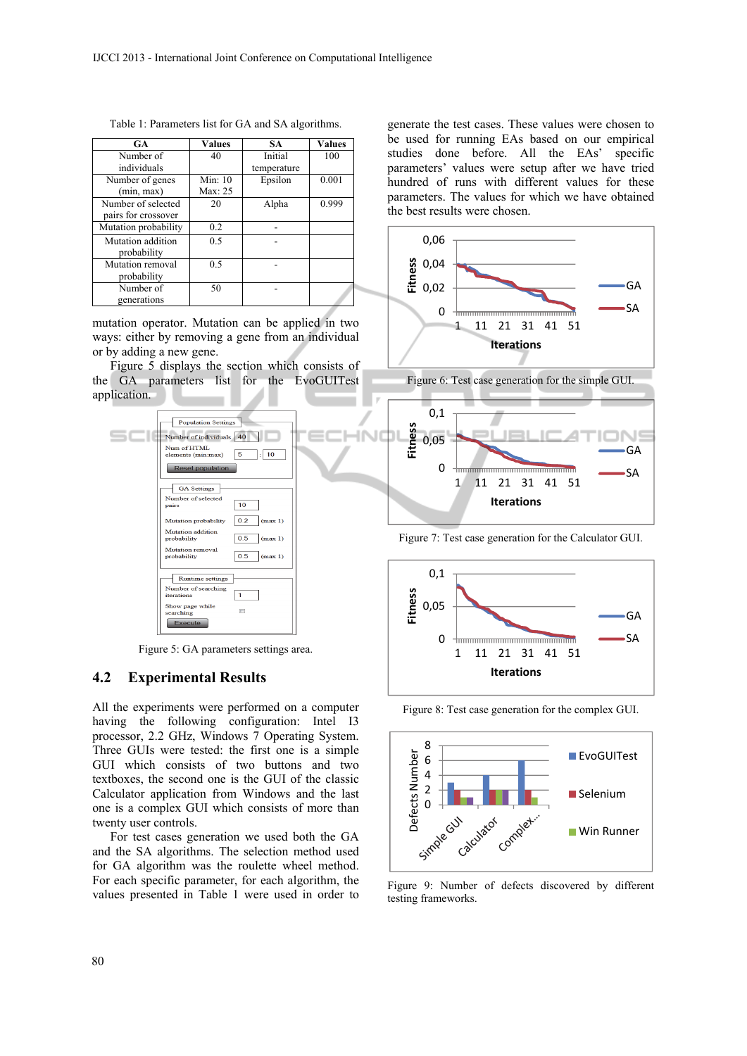Table 1: Parameters list for GA and SA algorithms.

| GA | Values | SA | Values |
|---|---|---|---|
| Number of individuals | 40 | Initial temperature | 100 |
| Number of genes (min, max) | Min: 10 Max: 25 | Epsilon | 0.001 |
| Number of selected pairs for crossover | 20 | Alpha | 0.999 |
| Mutation probability | 0.2 | - | |
| Mutation addition probability | 0.5 | - | |
| Mutation removal probability | 0.5 | - | |
| Number of generations | 50 | - | |

mutation operator. Mutation can be applied in two ways: either by removing a gene from an individual or by adding a new gene.

Figure 5 displays the section which consists of the GA parameters list for the EvoGUITest application.

Figure 5: GA parameters settings area.

## 4.2 Experimental Results

All the experiments were performed on a computer having the following configuration: Intel I3 processor, 2.2 GHz, Windows 7 Operating System. Three GUIs were tested: the first one is a simple GUI which consists of two buttons and two textboxes, the second one is the GUI of the classic Calculator application from Windows and the last one is a complex GUI which consists of more than twenty user controls.

For test cases generation we used both the GA and the SA algorithms. The selection method used for GA algorithm was the roulette wheel method. For each specific parameter, for each algorithm, the values presented in Table 1 were used in order to generate the test cases. These values were chosen to be used for running EAs based on our empirical studies done before. All the EAs' specific parameters' values were setup after we have tried hundred of runs with different values for these parameters. The values for which we have obtained the best results were chosen.

Figure 6: Test case generation for the simple GUI.

Figure 7: Test case generation for the Calculator GUI.

Figure 8: Test case generation for the complex GUI.

Figure 9: Number of defects discovered by different testing frameworks.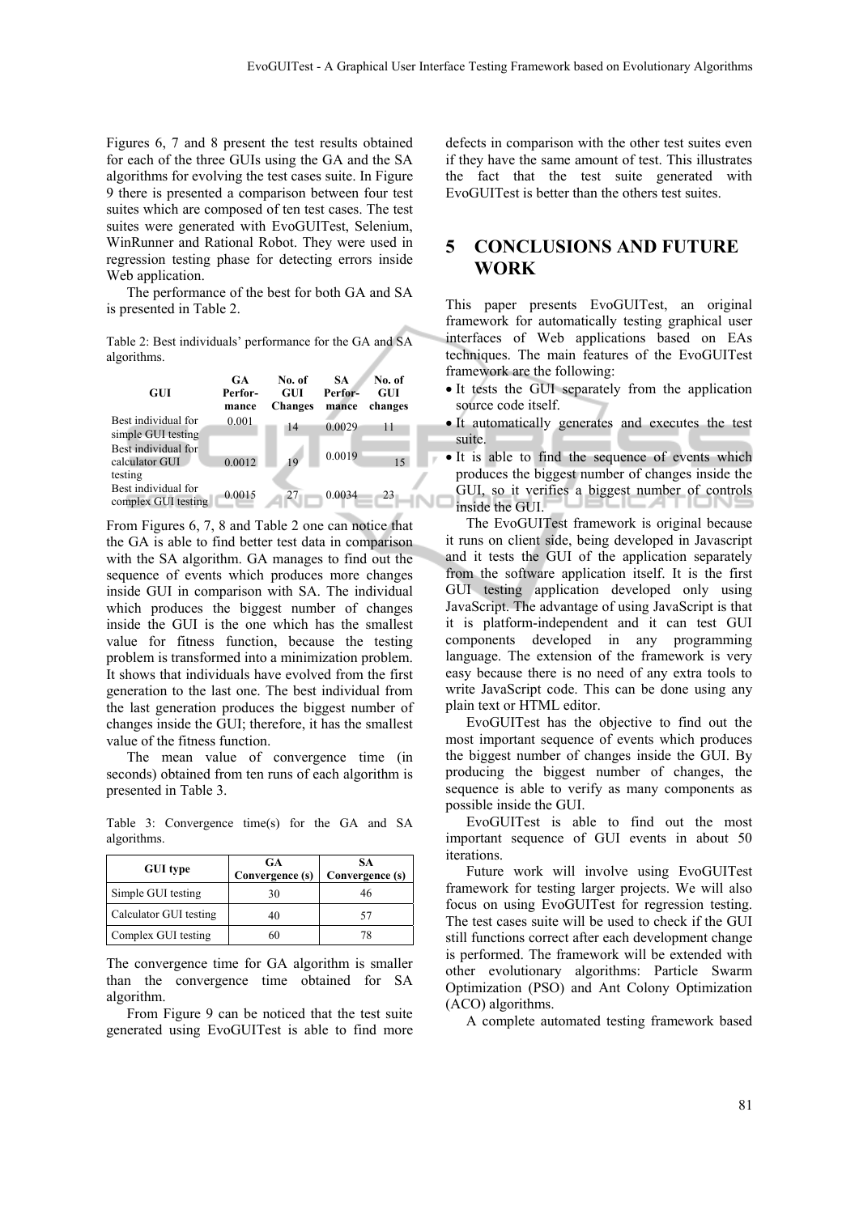Figures 6, 7 and 8 present the test results obtained for each of the three GUIs using the GA and the SA algorithms for evolving the test cases suite. In Figure 9 there is presented a comparison between four test suites which are composed of ten test cases. The test suites were generated with EvoGUITest, Selenium, WinRunner and Rational Robot. They were used in regression testing phase for detecting errors inside Web application.

The performance of the best for both GA and SA is presented in Table 2.

Table 2: Best individuals' performance for the GA and SA algorithms.

| GUI | GA Perfor-mance | No. of GUI Changes | SA Perfor-mance | No. of GUI changes |
|---|---|---|---|---|
| Best individual for simple GUI testing | 0.001 | 14 | 0.0029 | 11 |
| Best individual for calculator GUI testing | 0.0012 | 19 | 0.0019 | 15 |
| Best individual for complex GUI testing | 0.0015 | 27 | 0.0034 | 23 |

From Figures 6, 7, 8 and Table 2 one can notice that the GA is able to find better test data in comparison with the SA algorithm. GA manages to find out the sequence of events which produces more changes inside GUI in comparison with SA. The individual which produces the biggest number of changes inside the GUI is the one which has the smallest value for fitness function, because the testing problem is transformed into a minimization problem. It shows that individuals have evolved from the first generation to the last one. The best individual from the last generation produces the biggest number of changes inside the GUI; therefore, it has the smallest value of the fitness function.

The mean value of convergence time (in seconds) obtained from ten runs of each algorithm is presented in Table 3.

Table 3: Convergence time(s) for the GA and SA algorithms.

| GUI type | GA Convergence (s) | SA Convergence (s) |
|---|---|---|
| Simple GUI testing | 30 | 46 |
| Calculator GUI testing | 40 | 57 |
| Complex GUI testing | 60 | 78 |

The convergence time for GA algorithm is smaller than the convergence time obtained for SA algorithm.

From Figure 9 can be noticed that the test suite generated using EvoGUITest is able to find more defects in comparison with the other test suites even if they have the same amount of test. This illustrates the fact that the test suite generated with EvoGUITest is better than the others test suites.

## 5 CONCLUSIONS AND FUTURE WORK

This paper presents EvoGUITest, an original framework for automatically testing graphical user interfaces of Web applications based on EAs techniques. The main features of the EvoGUITest framework are the following:

- It tests the GUI separately from the application source code itself.
- It automatically generates and executes the test suite.
- It is able to find the sequence of events which produces the biggest number of changes inside the GUI, so it verifies a biggest number of controls inside the GUI.

The EvoGUITest framework is original because it runs on client side, being developed in Javascript and it tests the GUI of the application separately from the software application itself. It is the first GUI testing application developed only using JavaScript. The advantage of using JavaScript is that it is platform-independent and it can test GUI components developed in any programming language. The extension of the framework is very easy because there is no need of any extra tools to write JavaScript code. This can be done using any plain text or HTML editor.

EvoGUITest has the objective to find out the most important sequence of events which produces the biggest number of changes inside the GUI. By producing the biggest number of changes, the sequence is able to verify as many components as possible inside the GUI.

EvoGUITest is able to find out the most important sequence of GUI events in about 50 iterations.

Future work will involve using EvoGUITest framework for testing larger projects. We will also focus on using EvoGUITest for regression testing. The test cases suite will be used to check if the GUI still functions correct after each development change is performed. The framework will be extended with other evolutionary algorithms: Particle Swarm Optimization (PSO) and Ant Colony Optimization (ACO) algorithms.

A complete automated testing framework based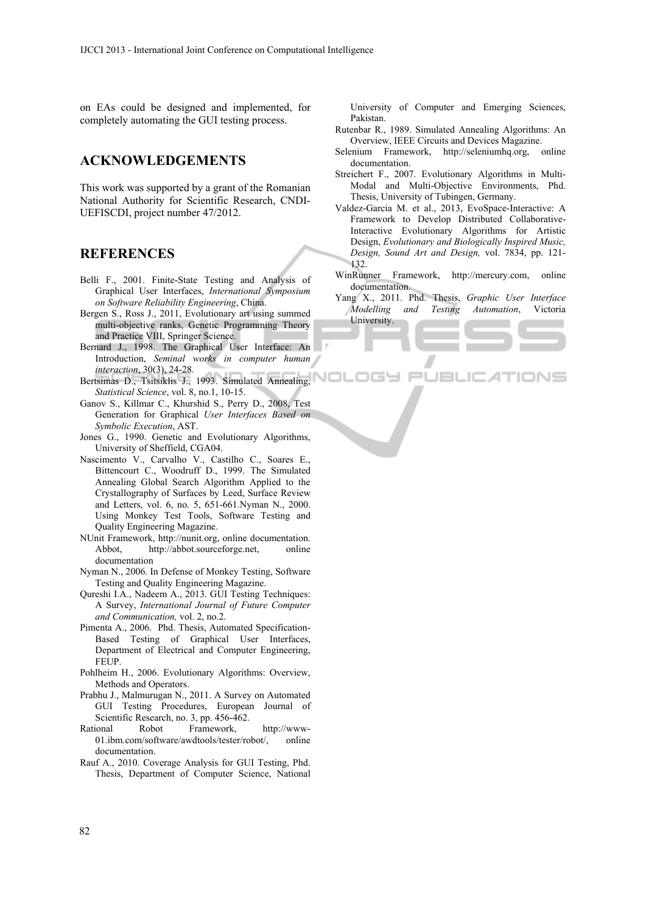on EAs could be designed and implemented, for completely automating the GUI testing process.

## ACKNOWLEDGEMENTS

This work was supported by a grant of the Romanian National Authority for Scientific Research, CNDI-UEFISCDI, project number 47/2012.

## REFERENCES

Belli F., 2001. Finite-State Testing and Analysis of Graphical User Interfaces, *International Symposium on Software Reliability Engineering*, China.

Bergen S., Ross J., 2011, Evolutionary art using summed multi-objective ranks, Genetic Programming Theory and Practice VIII, Springer Science.

Bernard J., 1998. The Graphical User Interface: An Introduction, *Seminal works in computer human interaction*, 30(3), 24-28.

Bertsimas D., Tsitsiklis J., 1993. Simulated Annealing, *Statistical Science*, vol. 8, no.1, 10-15.

Ganov S., Killmar C., Khurshid S., Perry D., 2008, Test Generation for Graphical *User Interfaces Based on Symbolic Execution*, AST.

Jones G., 1990. Genetic and Evolutionary Algorithms, University of Sheffield, CGA04.

Nascimento V., Carvalho V., Castilho C., Soares E., Bittencourt C., Woodruff D., 1999. The Simulated Annealing Global Search Algorithm Applied to the Crystallography of Surfaces by Leed, Surface Review and Letters, vol. 6, no. 5, 651-661.Nyman N., 2000. Using Monkey Test Tools, Software Testing and Quality Engineering Magazine.

NUnit Framework, http://nunit.org, online documentation. Abbot, http://abbot.sourceforge.net, online documentation

Nyman N., 2006. In Defense of Monkey Testing, Software Testing and Quality Engineering Magazine.

Qureshi I.A., Nadeem A., 2013. GUI Testing Techniques: A Survey, *International Journal of Future Computer and Communication,* vol. 2, no.2.

Pimenta A., 2006. Phd. Thesis, Automated Specification-Based Testing of Graphical User Interfaces, Department of Electrical and Computer Engineering, FEUP.

Pohlheim H., 2006. Evolutionary Algorithms: Overview, Methods and Operators.

Prabhu J., Malmurugan N., 2011. A Survey on Automated GUI Testing Procedures, European Journal of Scientific Research, no. 3, pp. 456-462.

Rational Robot Framework, http://www-01.ibm.com/software/awdtools/tester/robot/, online documentation.

Rauf A., 2010. Coverage Analysis for GUI Testing, Phd. Thesis, Department of Computer Science, National University of Computer and Emerging Sciences, Pakistan.

Rutenbar R., 1989. Simulated Annealing Algorithms: An Overview, IEEE Circuits and Devices Magazine.

Selenium Framework, http://seleniumhq.org, online documentation.

Streichert F., 2007. Evolutionary Algorithms in Multi-Modal and Multi-Objective Environments, Phd. Thesis, University of Tubingen, Germany.

Valdez-Garcia M. et al., 2013, EvoSpace-Interactive: A Framework to Develop Distributed Collaborative-Interactive Evolutionary Algorithms for Artistic Design, *Evolutionary and Biologically Inspired Music, Design, Sound Art and Design,* vol. 7834, pp. 121-132.

WinRunner Framework, http://mercury.com, online documentation.

Yang X., 2011. Phd. Thesis, *Graphic User Interface Modelling and Testing Automation*, Victoria University.